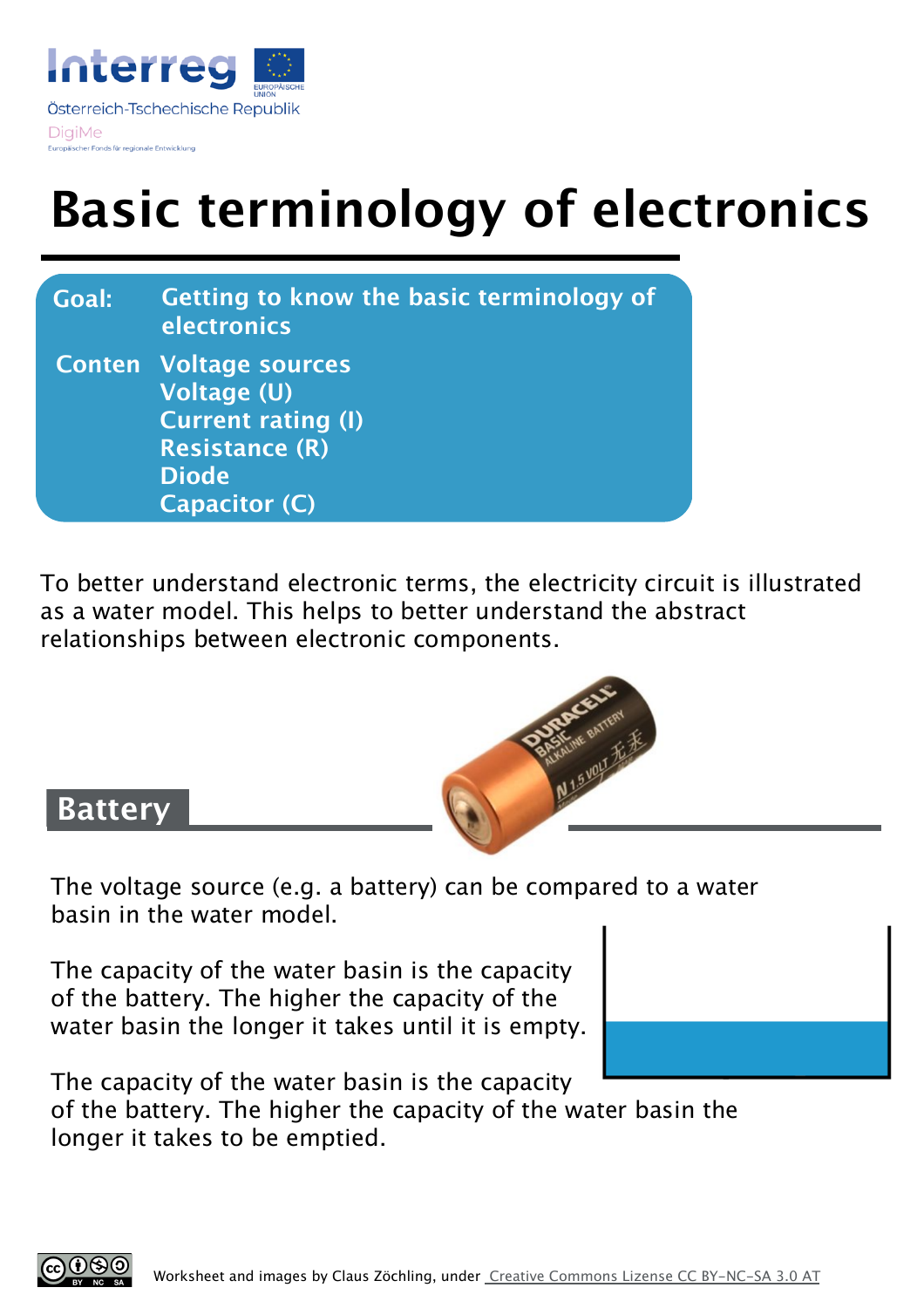Interreg
Österreich-Tschechische Republik
DigiMe
Europäischer Fonds für regionale Entwicklung

# Basic terminology of electronics

**Goal:** Getting to know the basic terminology of electronics

**Conten** Voltage sources
Voltage (U)
Current rating (I)
Resistance (R)
Diode
Capacitor (C)

To better understand electronic terms, the electricity circuit is illustrated as a water model. This helps to better understand the abstract relationships between electronic components.

## Battery

The voltage source (e.g. a battery) can be compared to a water basin in the water model.

The capacity of the water basin is the capacity of the battery. The higher the capacity of the water basin the longer it takes until it is empty.

The capacity of the water basin is the capacity of the battery. The higher the capacity of the water basin the longer it takes to be emptied.

Worksheet and images by Claus Zöchling, under Creative Commons Lizense CC BY-NC-SA 3.0 AT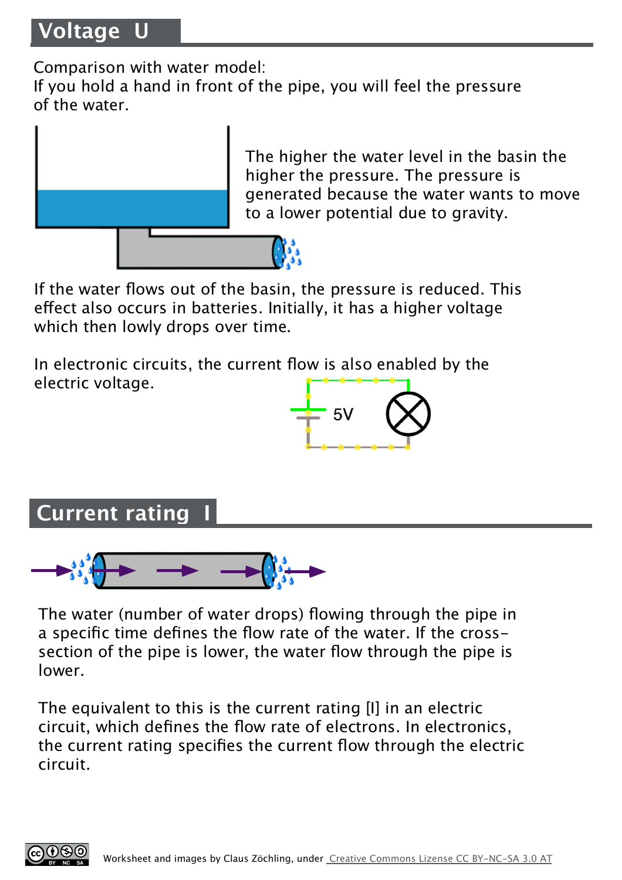## Voltage U

Comparison with water model:
If you hold a hand in front of the pipe, you will feel the pressure of the water.

The higher the water level in the basin the higher the pressure. The pressure is generated because the water wants to move to a lower potential due to gravity.

If the water flows out of the basin, the pressure is reduced. This effect also occurs in batteries. Initially, it has a higher voltage which then lowly drops over time.

In electronic circuits, the current flow is also enabled by the electric voltage.

5V

## Current rating I

The water (number of water drops) flowing through the pipe in a specific time defines the flow rate of the water. If the cross-section of the pipe is lower, the water flow through the pipe is lower.

The equivalent to this is the current rating [I] in an electric circuit, which defines the flow rate of electrons. In electronics, the current rating specifies the current flow through the electric circuit.

Worksheet and images by Claus Zöchling, under Creative Commons Lizense CC BY-NC-SA 3.0 AT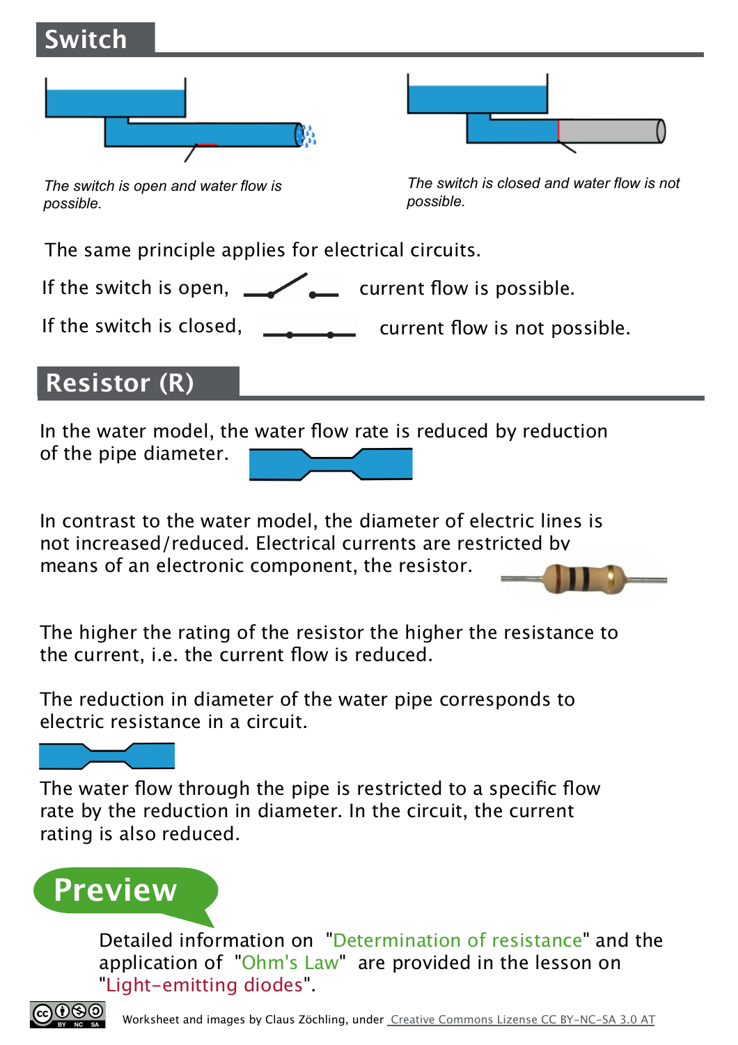## Switch

*The switch is open and water flow is possible.*

*The switch is closed and water flow is not possible.*

The same principle applies for electrical circuits.

If the switch is open, current flow is possible.

If the switch is closed, current flow is not possible.

## Resistor (R)

In the water model, the water flow rate is reduced by reduction of the pipe diameter.

In contrast to the water model, the diameter of electric lines is not increased/reduced. Electrical currents are restricted by means of an electronic component, the resistor.

The higher the rating of the resistor the higher the resistance to the current, i.e. the current flow is reduced.

The reduction in diameter of the water pipe corresponds to electric resistance in a circuit.

The water flow through the pipe is restricted to a specific flow rate by the reduction in diameter. In the circuit, the current rating is also reduced.

## Preview

Detailed information on "Determination of resistance" and the application of "Ohm's Law" are provided in the lesson on "Light-emitting diodes".

Worksheet and images by Claus Zöchling, under Creative Commons Lizense CC BY-NC-SA 3.0 AT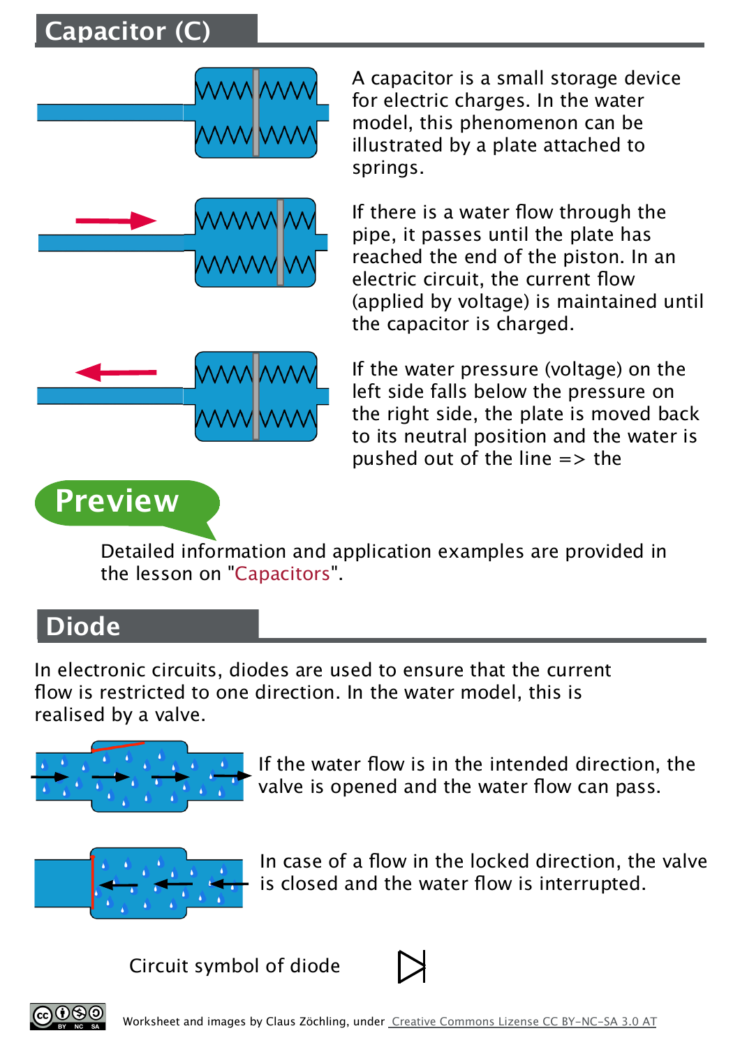## Capacitor (C)

A capacitor is a small storage device for electric charges. In the water model, this phenomenon can be illustrated by a plate attached to springs.

If there is a water flow through the pipe, it passes until the plate has reached the end of the piston. In an electric circuit, the current flow (applied by voltage) is maintained until the capacitor is charged.

If the water pressure (voltage) on the left side falls below the pressure on the right side, the plate is moved back to its neutral position and the water is pushed out of the line => the

**Preview**

Detailed information and application examples are provided in the lesson on "Capacitors".

## Diode

In electronic circuits, diodes are used to ensure that the current flow is restricted to one direction. In the water model, this is realised by a valve.

If the water flow is in the intended direction, the valve is opened and the water flow can pass.

In case of a flow in the locked direction, the valve is closed and the water flow is interrupted.

Circuit symbol of diode

Worksheet and images by Claus Zöchling, under Creative Commons Lizense CC BY-NC-SA 3.0 AT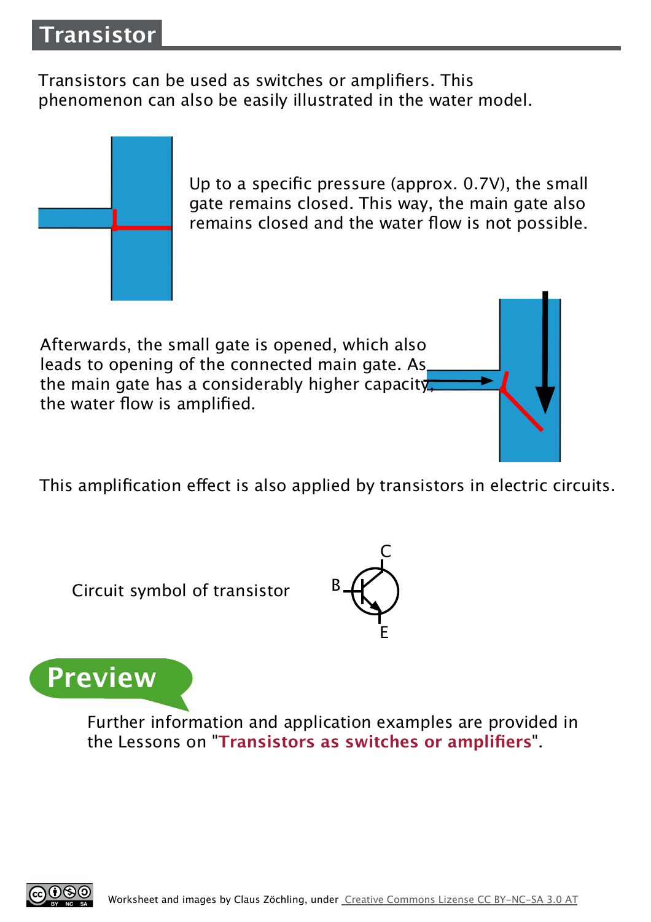# Transistor

Transistors can be used as switches or amplifiers. This phenomenon can also be easily illustrated in the water model.

Up to a specific pressure (approx. 0.7V), the small gate remains closed. This way, the main gate also remains closed and the water flow is not possible.

Afterwards, the small gate is opened, which also leads to opening of the connected main gate. As the main gate has a considerably higher capacity, the water flow is amplified.

This amplification effect is also applied by transistors in electric circuits.

Circuit symbol of transistor

## Preview

Further information and application examples are provided in the Lessons on "**Transistors as switches or amplifiers**".

Worksheet and images by Claus Zöchling, under Creative Commons Lizense CC BY-NC-SA 3.0 AT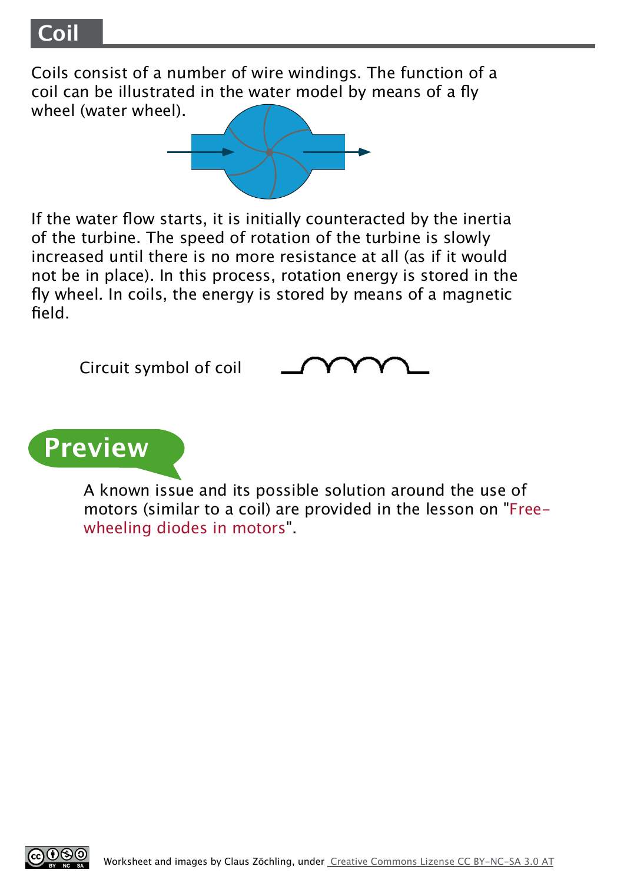# Coil

Coils consist of a number of wire windings. The function of a coil can be illustrated in the water model by means of a fly wheel (water wheel).

If the water flow starts, it is initially counteracted by the inertia of the turbine. The speed of rotation of the turbine is slowly increased until there is no more resistance at all (as if it would not be in place). In this process, rotation energy is stored in the fly wheel. In coils, the energy is stored by means of a magnetic field.

Circuit symbol of coil

## Preview

A known issue and its possible solution around the use of motors (similar to a coil) are provided in the lesson on "Free-wheeling diodes in motors".

Worksheet and images by Claus Zöchling, under Creative Commons Lizense CC BY-NC-SA 3.0 AT